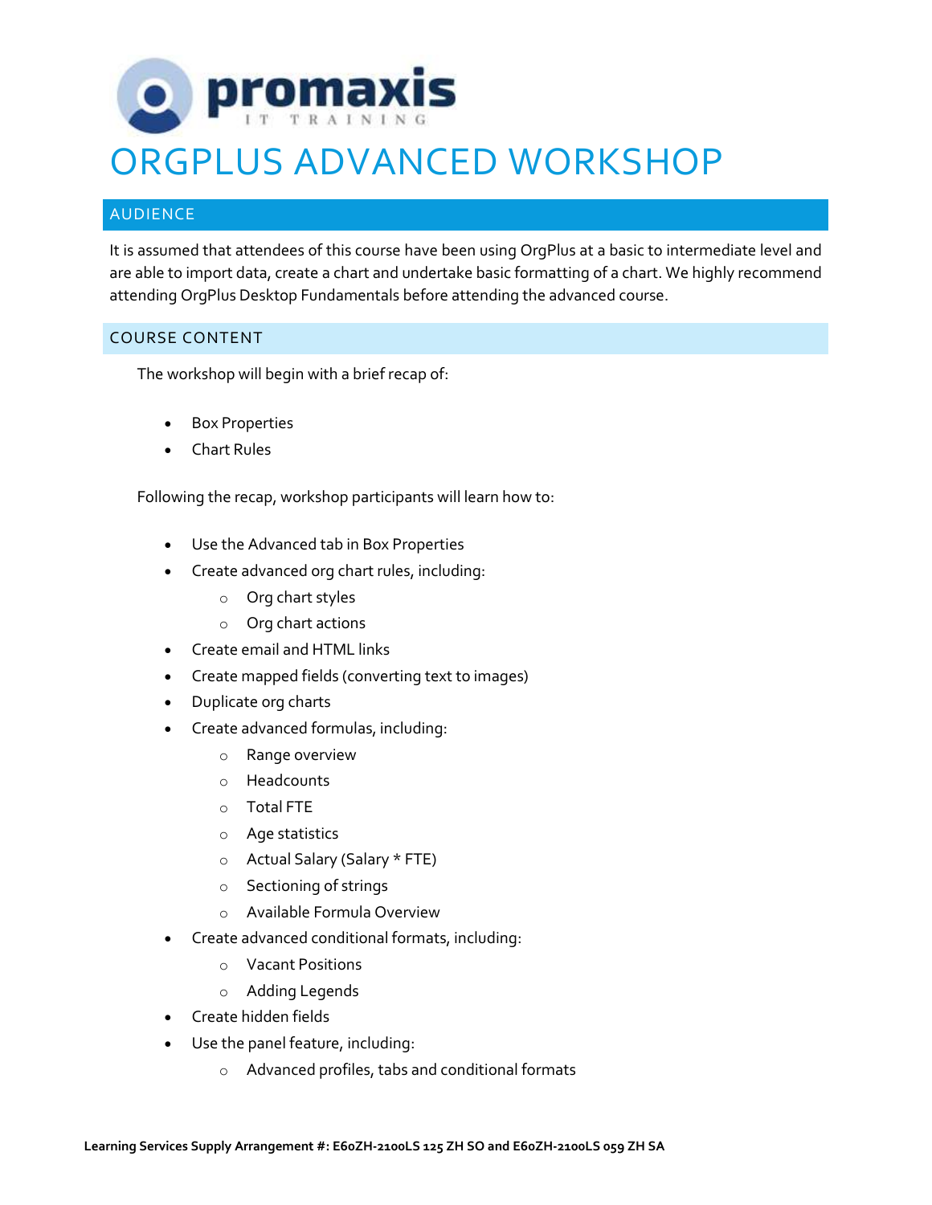promaxis IT TRAINING

# ORGPLUS ADVANCED WORKSHOP

## AUDIENCE

It is assumed that attendees of this course have been using OrgPlus at a basic to intermediate level and are able to import data, create a chart and undertake basic formatting of a chart. We highly recommend attending OrgPlus Desktop Fundamentals before attending the advanced course.

## COURSE CONTENT

The workshop will begin with a brief recap of:

- Box Properties
- Chart Rules

Following the recap, workshop participants will learn how to:

- Use the Advanced tab in Box Properties
- Create advanced org chart rules, including:
  - Org chart styles
  - Org chart actions
- Create email and HTML links
- Create mapped fields (converting text to images)
- Duplicate org charts
- Create advanced formulas, including:
  - Range overview
  - Headcounts
  - Total FTE
  - Age statistics
  - Actual Salary (Salary * FTE)
  - Sectioning of strings
  - Available Formula Overview
- Create advanced conditional formats, including:
  - Vacant Positions
  - Adding Legends
- Create hidden fields
- Use the panel feature, including:
  - Advanced profiles, tabs and conditional formats

**Learning Services Supply Arrangement #: E60ZH-2100LS 125 ZH SO and E60ZH-2100LS 059 ZH SA**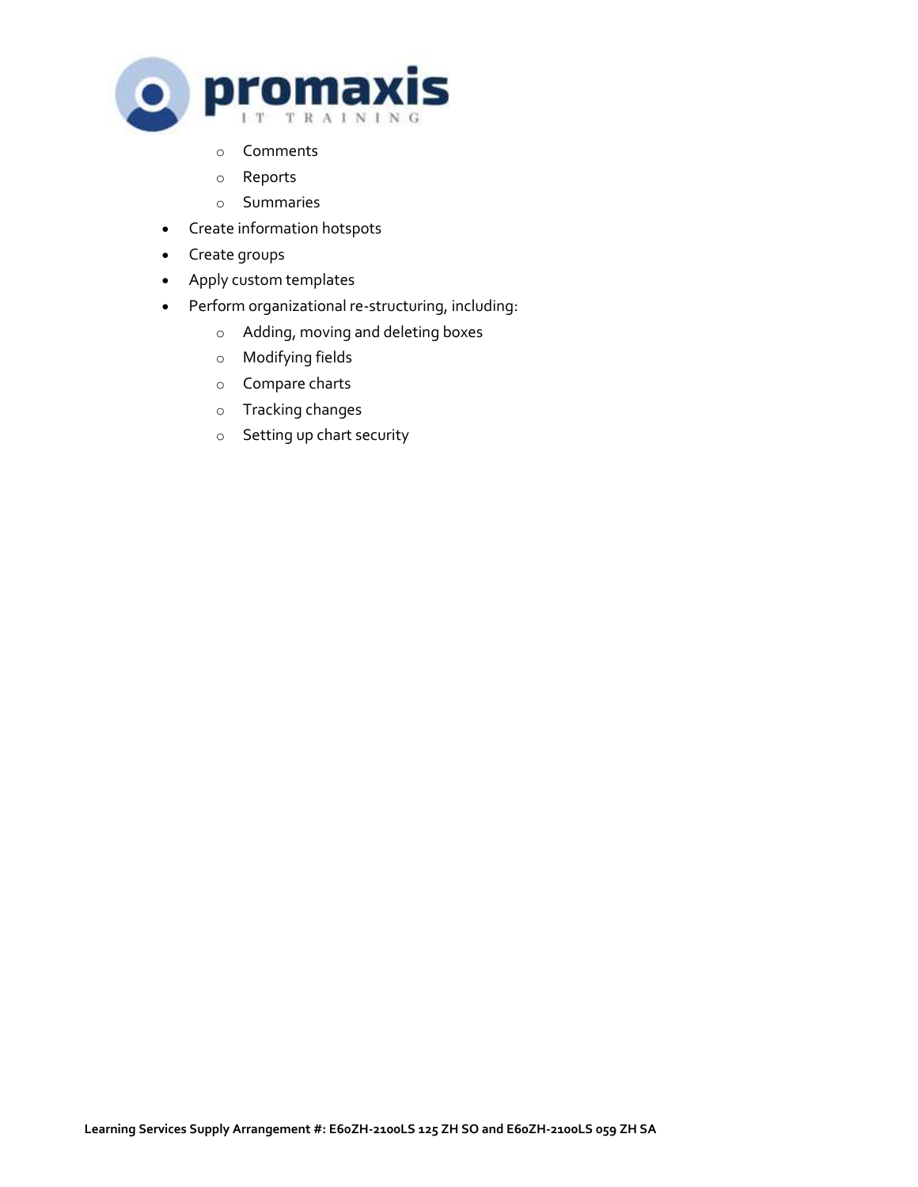- Comments
    - Reports
    - Summaries
- Create information hotspots
- Create groups
- Apply custom templates
- Perform organizational re-structuring, including:
    - Adding, moving and deleting boxes
    - Modifying fields
    - Compare charts
    - Tracking changes
    - Setting up chart security